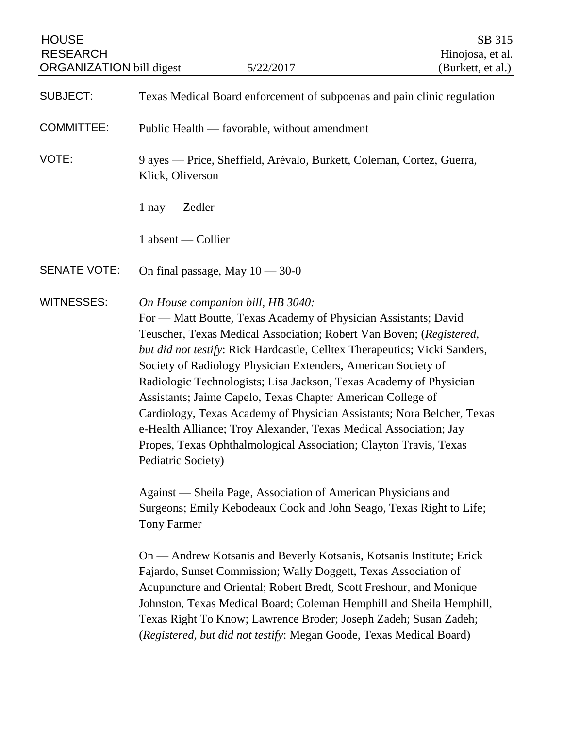HOUSE RESEARCH ORGANIZATION bill digest 5/22/2017

SB 315
Hinojosa, et al.
(Burkett, et al.)

SUBJECT: Texas Medical Board enforcement of subpoenas and pain clinic regulation

COMMITTEE: Public Health — favorable, without amendment

VOTE: 9 ayes — Price, Sheffield, Arévalo, Burkett, Coleman, Cortez, Guerra, Klick, Oliverson

1 nay — Zedler

1 absent — Collier

SENATE VOTE: On final passage, May 10 — 30-0

WITNESSES: *On House companion bill, HB 3040:*
For — Matt Boutte, Texas Academy of Physician Assistants; David Teuscher, Texas Medical Association; Robert Van Boven; (*Registered, but did not testify*: Rick Hardcastle, Celltex Therapeutics; Vicki Sanders, Society of Radiology Physician Extenders, American Society of Radiologic Technologists; Lisa Jackson, Texas Academy of Physician Assistants; Jaime Capelo, Texas Chapter American College of Cardiology, Texas Academy of Physician Assistants; Nora Belcher, Texas e-Health Alliance; Troy Alexander, Texas Medical Association; Jay Propes, Texas Ophthalmological Association; Clayton Travis, Texas Pediatric Society)

Against — Sheila Page, Association of American Physicians and Surgeons; Emily Kebodeaux Cook and John Seago, Texas Right to Life; Tony Farmer

On — Andrew Kotsanis and Beverly Kotsanis, Kotsanis Institute; Erick Fajardo, Sunset Commission; Wally Doggett, Texas Association of Acupuncture and Oriental; Robert Bredt, Scott Freshour, and Monique Johnston, Texas Medical Board; Coleman Hemphill and Sheila Hemphill, Texas Right To Know; Lawrence Broder; Joseph Zadeh; Susan Zadeh; (*Registered, but did not testify*: Megan Goode, Texas Medical Board)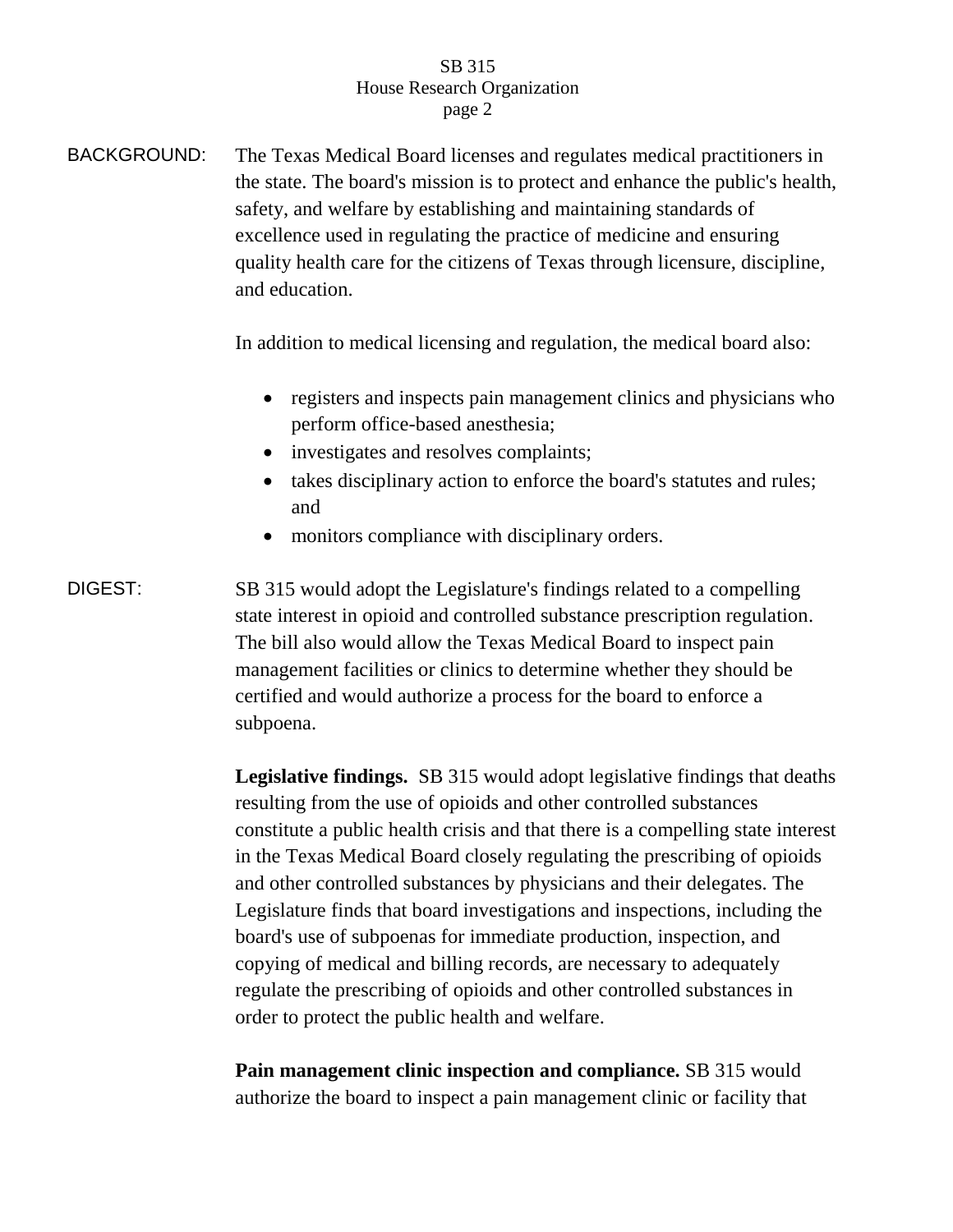BACKGROUND: The Texas Medical Board licenses and regulates medical practitioners in the state. The board's mission is to protect and enhance the public's health, safety, and welfare by establishing and maintaining standards of excellence used in regulating the practice of medicine and ensuring quality health care for the citizens of Texas through licensure, discipline, and education.

In addition to medical licensing and regulation, the medical board also:

- registers and inspects pain management clinics and physicians who perform office-based anesthesia;
- investigates and resolves complaints;
- takes disciplinary action to enforce the board's statutes and rules; and
- monitors compliance with disciplinary orders.

DIGEST: SB 315 would adopt the Legislature's findings related to a compelling state interest in opioid and controlled substance prescription regulation. The bill also would allow the Texas Medical Board to inspect pain management facilities or clinics to determine whether they should be certified and would authorize a process for the board to enforce a subpoena.

**Legislative findings.** SB 315 would adopt legislative findings that deaths resulting from the use of opioids and other controlled substances constitute a public health crisis and that there is a compelling state interest in the Texas Medical Board closely regulating the prescribing of opioids and other controlled substances by physicians and their delegates. The Legislature finds that board investigations and inspections, including the board's use of subpoenas for immediate production, inspection, and copying of medical and billing records, are necessary to adequately regulate the prescribing of opioids and other controlled substances in order to protect the public health and welfare.

**Pain management clinic inspection and compliance.** SB 315 would authorize the board to inspect a pain management clinic or facility that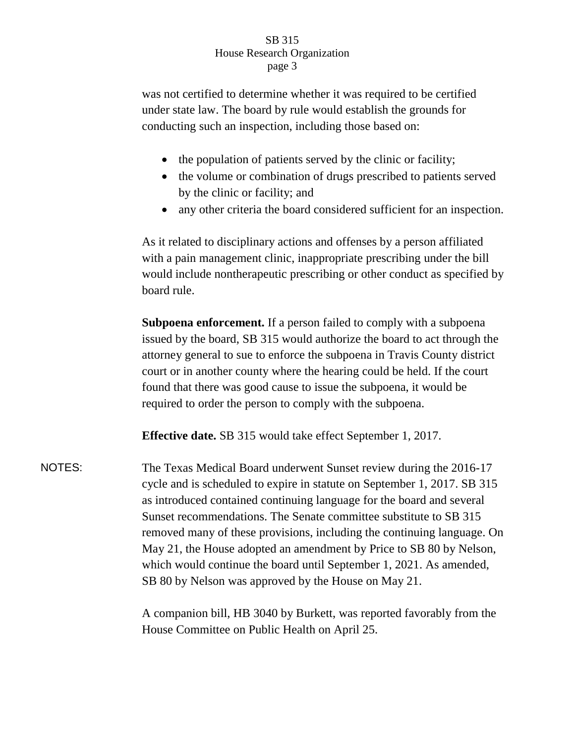was not certified to determine whether it was required to be certified under state law. The board by rule would establish the grounds for conducting such an inspection, including those based on:

- the population of patients served by the clinic or facility;
- the volume or combination of drugs prescribed to patients served by the clinic or facility; and
- any other criteria the board considered sufficient for an inspection.

As it related to disciplinary actions and offenses by a person affiliated with a pain management clinic, inappropriate prescribing under the bill would include nontherapeutic prescribing or other conduct as specified by board rule.

**Subpoena enforcement.** If a person failed to comply with a subpoena issued by the board, SB 315 would authorize the board to act through the attorney general to sue to enforce the subpoena in Travis County district court or in another county where the hearing could be held. If the court found that there was good cause to issue the subpoena, it would be required to order the person to comply with the subpoena.

**Effective date.** SB 315 would take effect September 1, 2017.

NOTES: The Texas Medical Board underwent Sunset review during the 2016-17 cycle and is scheduled to expire in statute on September 1, 2017. SB 315 as introduced contained continuing language for the board and several Sunset recommendations. The Senate committee substitute to SB 315 removed many of these provisions, including the continuing language. On May 21, the House adopted an amendment by Price to SB 80 by Nelson, which would continue the board until September 1, 2021. As amended, SB 80 by Nelson was approved by the House on May 21.

A companion bill, HB 3040 by Burkett, was reported favorably from the House Committee on Public Health on April 25.